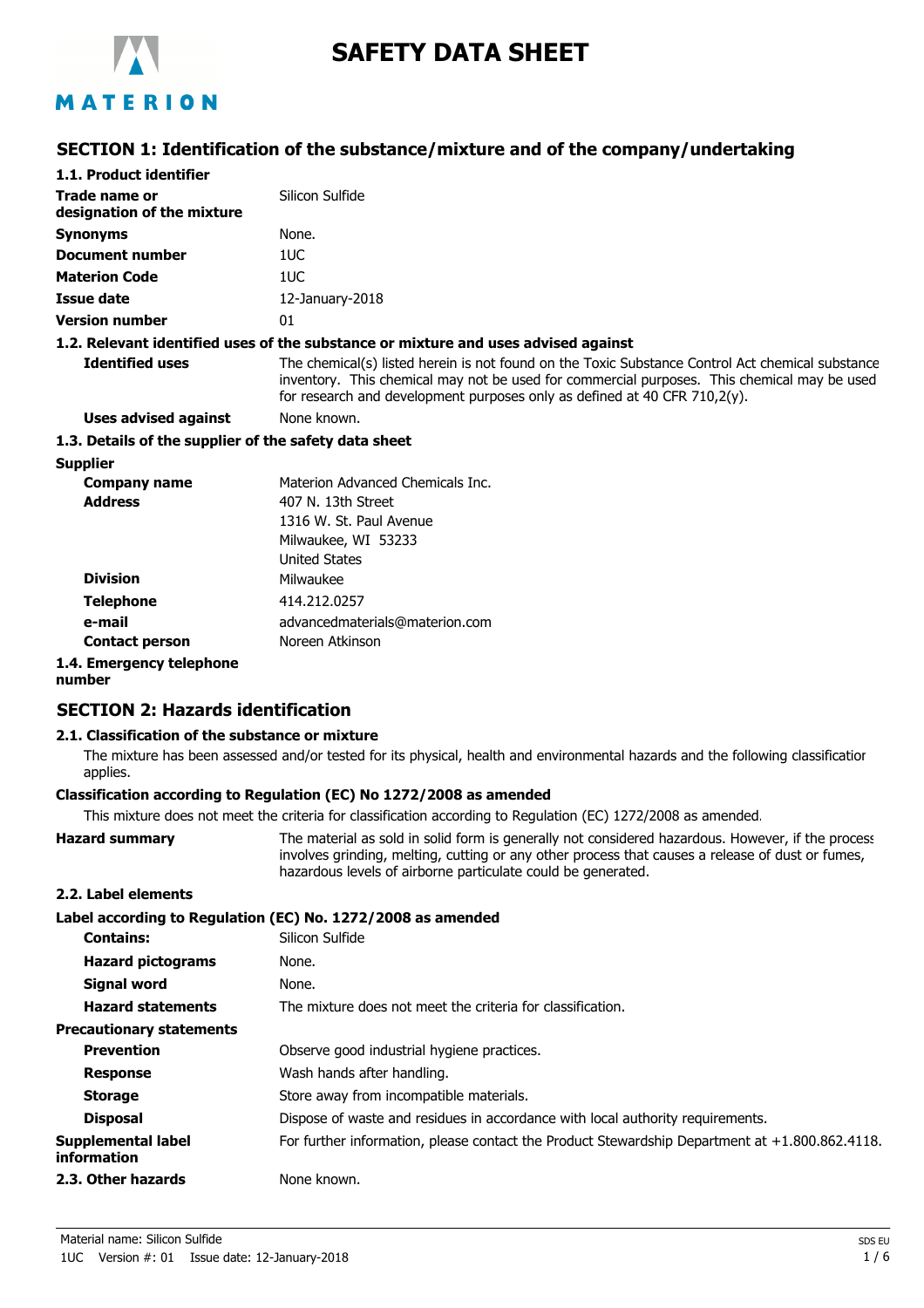# SAFETY DATA SHEET

## SECTION 1: Identification of the substance/mixture and of the company/undertaking

### 1.1. Product identifier

| | |
|---|---|
| **Trade name or designation of the mixture** | Silicon Sulfide |
| **Synonyms** | None. |
| **Document number** | 1UC |
| **Materion Code** | 1UC |
| **Issue date** | 12-January-2018 |
| **Version number** | 01 |

### 1.2. Relevant identified uses of the substance or mixture and uses advised against

| | |
|---|---|
| **Identified uses** | The chemical(s) listed herein is not found on the Toxic Substance Control Act chemical substance inventory. This chemical may not be used for commercial purposes. This chemical may be used for research and development purposes only as defined at 40 CFR 710,2(y). |
| **Uses advised against** | None known. |

### 1.3. Details of the supplier of the safety data sheet

**Supplier**

| | |
|---|---|
| **Company name** | Materion Advanced Chemicals Inc. |
| **Address** | 407 N. 13th Street<br>1316 W. St. Paul Avenue<br>Milwaukee, WI 53233<br>United States |
| **Division** | Milwaukee |
| **Telephone** | 414.212.0257 |
| **e-mail** | advancedmaterials@materion.com |
| **Contact person** | Noreen Atkinson |

### 1.4. Emergency telephone number

## SECTION 2: Hazards identification

### 2.1. Classification of the substance or mixture

The mixture has been assessed and/or tested for its physical, health and environmental hazards and the following classification applies.

**Classification according to Regulation (EC) No 1272/2008 as amended**

This mixture does not meet the criteria for classification according to Regulation (EC) 1272/2008 as amended.

| | |
|---|---|
| **Hazard summary** | The material as sold in solid form is generally not considered hazardous. However, if the process involves grinding, melting, cutting or any other process that causes a release of dust or fumes, hazardous levels of airborne particulate could be generated. |

### 2.2. Label elements

**Label according to Regulation (EC) No. 1272/2008 as amended**

| | |
|---|---|
| **Contains:** | Silicon Sulfide |
| **Hazard pictograms** | None. |
| **Signal word** | None. |
| **Hazard statements** | The mixture does not meet the criteria for classification. |

**Precautionary statements**

| | |
|---|---|
| **Prevention** | Observe good industrial hygiene practices. |
| **Response** | Wash hands after handling. |
| **Storage** | Store away from incompatible materials. |
| **Disposal** | Dispose of waste and residues in accordance with local authority requirements. |
| **Supplemental label information** | For further information, please contact the Product Stewardship Department at +1.800.862.4118. |

### 2.3. Other hazards

None known.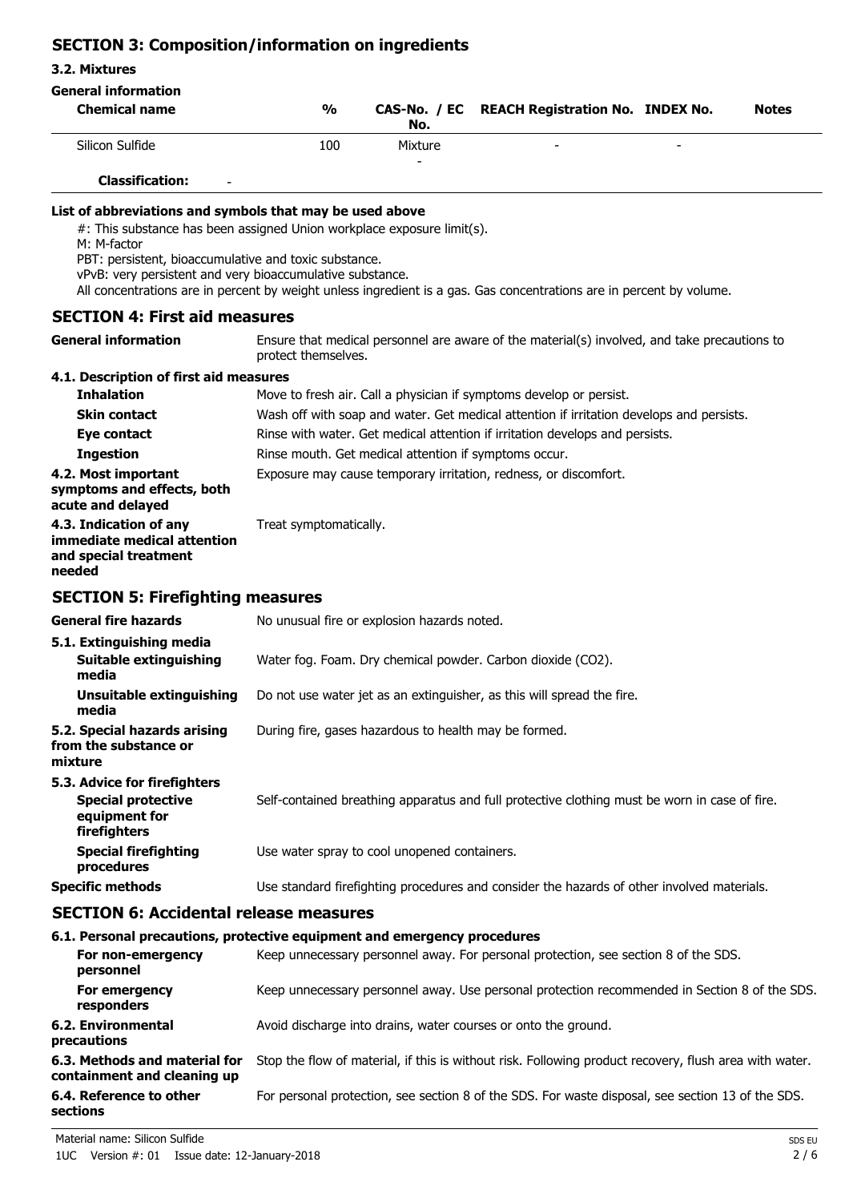## SECTION 3: Composition/information on ingredients

### 3.2. Mixtures

**General information**

| Chemical name | % | CAS-No. / EC No. | REACH Registration No. | INDEX No. | Notes |
|---|---|---|---|---|---|
| Silicon Sulfide | 100 | Mixture<br>- | - | - | |
| **Classification:** - | | | | | |

**List of abbreviations and symbols that may be used above**

#: This substance has been assigned Union workplace exposure limit(s).
M: M-factor
PBT: persistent, bioaccumulative and toxic substance.
vPvB: very persistent and very bioaccumulative substance.
All concentrations are in percent by weight unless ingredient is a gas. Gas concentrations are in percent by volume.

## SECTION 4: First aid measures

**General information** Ensure that medical personnel are aware of the material(s) involved, and take precautions to protect themselves.

**4.1. Description of first aid measures**

**Inhalation** Move to fresh air. Call a physician if symptoms develop or persist.

**Skin contact** Wash off with soap and water. Get medical attention if irritation develops and persists.

**Eye contact** Rinse with water. Get medical attention if irritation develops and persists.

**Ingestion** Rinse mouth. Get medical attention if symptoms occur.

**4.2. Most important symptoms and effects, both acute and delayed** Exposure may cause temporary irritation, redness, or discomfort.

**4.3. Indication of any immediate medical attention and special treatment needed** Treat symptomatically.

## SECTION 5: Firefighting measures

**General fire hazards** No unusual fire or explosion hazards noted.

**5.1. Extinguishing media**

**Suitable extinguishing media** Water fog. Foam. Dry chemical powder. Carbon dioxide ($CO_2$).

**Unsuitable extinguishing media** Do not use water jet as an extinguisher, as this will spread the fire.

**5.2. Special hazards arising from the substance or mixture** During fire, gases hazardous to health may be formed.

**5.3. Advice for firefighters**

**Special protective equipment for firefighters** Self-contained breathing apparatus and full protective clothing must be worn in case of fire.

**Special firefighting procedures** Use water spray to cool unopened containers.

**Specific methods** Use standard firefighting procedures and consider the hazards of other involved materials.

## SECTION 6: Accidental release measures

**6.1. Personal precautions, protective equipment and emergency procedures**

**For non-emergency personnel** Keep unnecessary personnel away. For personal protection, see section 8 of the SDS.

**For emergency responders** Keep unnecessary personnel away. Use personal protection recommended in Section 8 of the SDS.

**6.2. Environmental precautions** Avoid discharge into drains, water courses or onto the ground.

**6.3. Methods and material for containment and cleaning up** Stop the flow of material, if this is without risk. Following product recovery, flush area with water.

**6.4. Reference to other sections** For personal protection, see section 8 of the SDS. For waste disposal, see section 13 of the SDS.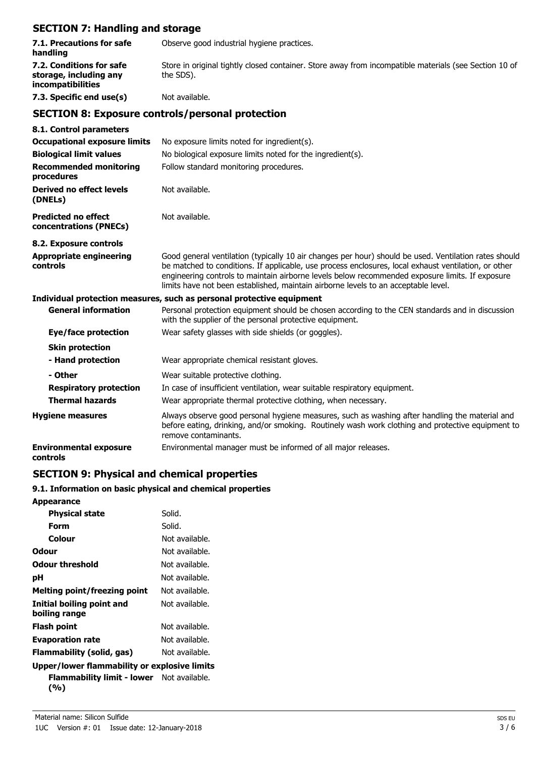## SECTION 7: Handling and storage

| | |
|---|---|
| **7.1. Precautions for safe handling** | Observe good industrial hygiene practices. |
| **7.2. Conditions for safe storage, including any incompatibilities** | Store in original tightly closed container. Store away from incompatible materials (see Section 10 of the SDS). |
| **7.3. Specific end use(s)** | Not available. |

## SECTION 8: Exposure controls/personal protection

**8.1. Control parameters**

| | |
|---|---|
| **Occupational exposure limits** | No exposure limits noted for ingredient(s). |
| **Biological limit values** | No biological exposure limits noted for the ingredient(s). |
| **Recommended monitoring procedures** | Follow standard monitoring procedures. |
| **Derived no effect levels (DNELs)** | Not available. |
| **Predicted no effect concentrations (PNECs)** | Not available. |

**8.2. Exposure controls**

| | |
|---|---|
| **Appropriate engineering controls** | Good general ventilation (typically 10 air changes per hour) should be used. Ventilation rates should be matched to conditions. If applicable, use process enclosures, local exhaust ventilation, or other engineering controls to maintain airborne levels below recommended exposure limits. If exposure limits have not been established, maintain airborne levels to an acceptable level. |

**Individual protection measures, such as personal protective equipment**

| | |
|---|---|
| **General information** | Personal protection equipment should be chosen according to the CEN standards and in discussion with the supplier of the personal protective equipment. |
| **Eye/face protection** | Wear safety glasses with side shields (or goggles). |
| **Skin protection** | |
| **- Hand protection** | Wear appropriate chemical resistant gloves. |
| **- Other** | Wear suitable protective clothing. |
| **Respiratory protection** | In case of insufficient ventilation, wear suitable respiratory equipment. |
| **Thermal hazards** | Wear appropriate thermal protective clothing, when necessary. |
| **Hygiene measures** | Always observe good personal hygiene measures, such as washing after handling the material and before eating, drinking, and/or smoking. Routinely wash work clothing and protective equipment to remove contaminants. |
| **Environmental exposure controls** | Environmental manager must be informed of all major releases. |

## SECTION 9: Physical and chemical properties

**9.1. Information on basic physical and chemical properties**

| | |
|---|---|
| **Appearance** | |
| **Physical state** | Solid. |
| **Form** | Solid. |
| **Colour** | Not available. |
| **Odour** | Not available. |
| **Odour threshold** | Not available. |
| **pH** | Not available. |
| **Melting point/freezing point** | Not available. |
| **Initial boiling point and boiling range** | Not available. |
| **Flash point** | Not available. |
| **Evaporation rate** | Not available. |
| **Flammability (solid, gas)** | Not available. |
| **Upper/lower flammability or explosive limits** | |
| **Flammability limit - lower (%)** | Not available. |

Material name: Silicon Sulfide

1UC Version #: 01 Issue date: 12-January-2018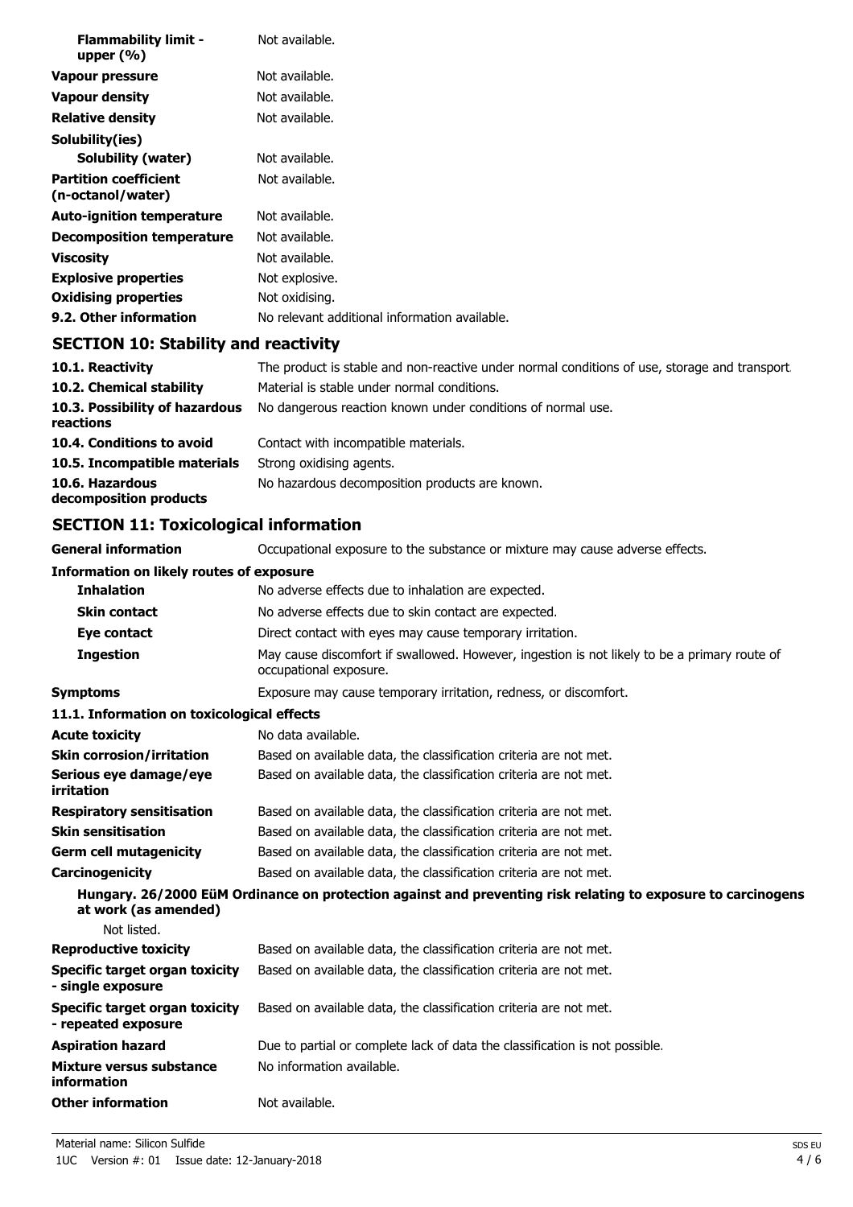| | |
|---|---|
| **Flammability limit - upper (%)** | Not available. |
| **Vapour pressure** | Not available. |
| **Vapour density** | Not available. |
| **Relative density** | Not available. |
| **Solubility(ies)** | |
| **Solubility (water)** | Not available. |
| **Partition coefficient (n-octanol/water)** | Not available. |
| **Auto-ignition temperature** | Not available. |
| **Decomposition temperature** | Not available. |
| **Viscosity** | Not available. |
| **Explosive properties** | Not explosive. |
| **Oxidising properties** | Not oxidising. |
| **9.2. Other information** | No relevant additional information available. |

## SECTION 10: Stability and reactivity

| | |
|---|---|
| **10.1. Reactivity** | The product is stable and non-reactive under normal conditions of use, storage and transport. |
| **10.2. Chemical stability** | Material is stable under normal conditions. |
| **10.3. Possibility of hazardous reactions** | No dangerous reaction known under conditions of normal use. |
| **10.4. Conditions to avoid** | Contact with incompatible materials. |
| **10.5. Incompatible materials** | Strong oxidising agents. |
| **10.6. Hazardous decomposition products** | No hazardous decomposition products are known. |

## SECTION 11: Toxicological information

| | |
|---|---|
| **General information** | Occupational exposure to the substance or mixture may cause adverse effects. |

**Information on likely routes of exposure**

| | |
|---|---|
| **Inhalation** | No adverse effects due to inhalation are expected. |
| **Skin contact** | No adverse effects due to skin contact are expected. |
| **Eye contact** | Direct contact with eyes may cause temporary irritation. |
| **Ingestion** | May cause discomfort if swallowed. However, ingestion is not likely to be a primary route of occupational exposure. |
| **Symptoms** | Exposure may cause temporary irritation, redness, or discomfort. |

**11.1. Information on toxicological effects**

| | |
|---|---|
| **Acute toxicity** | No data available. |
| **Skin corrosion/irritation** | Based on available data, the classification criteria are not met. |
| **Serious eye damage/eye irritation** | Based on available data, the classification criteria are not met. |
| **Respiratory sensitisation** | Based on available data, the classification criteria are not met. |
| **Skin sensitisation** | Based on available data, the classification criteria are not met. |
| **Germ cell mutagenicity** | Based on available data, the classification criteria are not met. |
| **Carcinogenicity** | Based on available data, the classification criteria are not met. |

**Hungary. 26/2000 EüM Ordinance on protection against and preventing risk relating to exposure to carcinogens at work (as amended)**

Not listed.

| | |
|---|---|
| **Reproductive toxicity** | Based on available data, the classification criteria are not met. |
| **Specific target organ toxicity - single exposure** | Based on available data, the classification criteria are not met. |
| **Specific target organ toxicity - repeated exposure** | Based on available data, the classification criteria are not met. |
| **Aspiration hazard** | Due to partial or complete lack of data the classification is not possible. |
| **Mixture versus substance information** | No information available. |
| **Other information** | Not available. |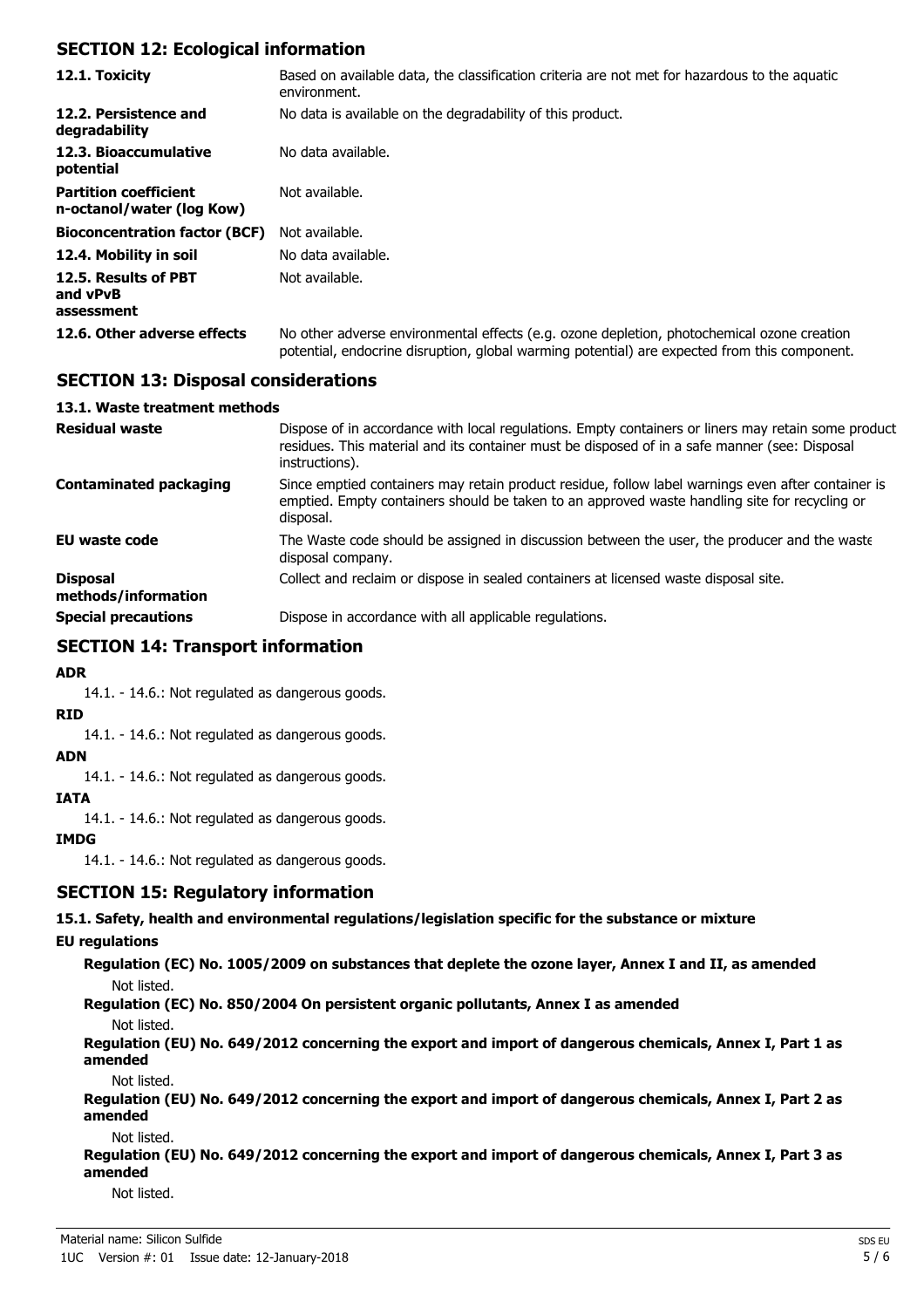## SECTION 12: Ecological information

| | |
|---|---|
| **12.1. Toxicity** | Based on available data, the classification criteria are not met for hazardous to the aquatic environment. |
| **12.2. Persistence and degradability** | No data is available on the degradability of this product. |
| **12.3. Bioaccumulative potential** | No data available. |
| **Partition coefficient n-octanol/water (log Kow)** | Not available. |
| **Bioconcentration factor (BCF)** | Not available. |
| **12.4. Mobility in soil** | No data available. |
| **12.5. Results of PBT and vPvB assessment** | Not available. |
| **12.6. Other adverse effects** | No other adverse environmental effects (e.g. ozone depletion, photochemical ozone creation potential, endocrine disruption, global warming potential) are expected from this component. |

## SECTION 13: Disposal considerations

### 13.1. Waste treatment methods

| | |
|---|---|
| **Residual waste** | Dispose of in accordance with local regulations. Empty containers or liners may retain some product residues. This material and its container must be disposed of in a safe manner (see: Disposal instructions). |
| **Contaminated packaging** | Since emptied containers may retain product residue, follow label warnings even after container is emptied. Empty containers should be taken to an approved waste handling site for recycling or disposal. |
| **EU waste code** | The Waste code should be assigned in discussion between the user, the producer and the waste disposal company. |
| **Disposal methods/information** | Collect and reclaim or dispose in sealed containers at licensed waste disposal site. |
| **Special precautions** | Dispose in accordance with all applicable regulations. |

## SECTION 14: Transport information

**ADR**

14.1. - 14.6.: Not regulated as dangerous goods.

**RID**

14.1. - 14.6.: Not regulated as dangerous goods.

**ADN**

14.1. - 14.6.: Not regulated as dangerous goods.

**IATA**

14.1. - 14.6.: Not regulated as dangerous goods.

**IMDG**

14.1. - 14.6.: Not regulated as dangerous goods.

## SECTION 15: Regulatory information

### 15.1. Safety, health and environmental regulations/legislation specific for the substance or mixture

**EU regulations**

**Regulation (EC) No. 1005/2009 on substances that deplete the ozone layer, Annex I and II, as amended**

Not listed.

**Regulation (EC) No. 850/2004 On persistent organic pollutants, Annex I as amended**

Not listed.

**Regulation (EU) No. 649/2012 concerning the export and import of dangerous chemicals, Annex I, Part 1 as amended**

Not listed.

**Regulation (EU) No. 649/2012 concerning the export and import of dangerous chemicals, Annex I, Part 2 as amended**

Not listed.

**Regulation (EU) No. 649/2012 concerning the export and import of dangerous chemicals, Annex I, Part 3 as amended**

Not listed.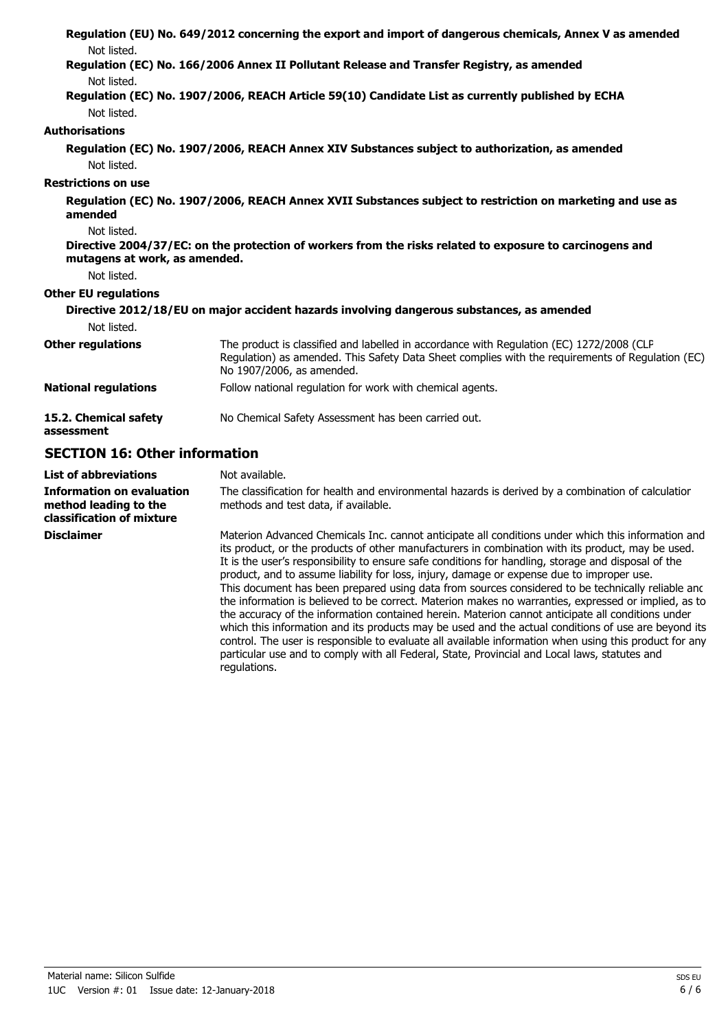**Regulation (EU) No. 649/2012 concerning the export and import of dangerous chemicals, Annex V as amended**

Not listed.

**Regulation (EC) No. 166/2006 Annex II Pollutant Release and Transfer Registry, as amended**

Not listed.

**Regulation (EC) No. 1907/2006, REACH Article 59(10) Candidate List as currently published by ECHA**

Not listed.

**Authorisations**

**Regulation (EC) No. 1907/2006, REACH Annex XIV Substances subject to authorization, as amended**

Not listed.

**Restrictions on use**

**Regulation (EC) No. 1907/2006, REACH Annex XVII Substances subject to restriction on marketing and use as amended**

Not listed.

**Directive 2004/37/EC: on the protection of workers from the risks related to exposure to carcinogens and mutagens at work, as amended.**

Not listed.

**Other EU regulations**

**Directive 2012/18/EU on major accident hazards involving dangerous substances, as amended**

Not listed.

**Other regulations** The product is classified and labelled in accordance with Regulation (EC) 1272/2008 (CLP Regulation) as amended. This Safety Data Sheet complies with the requirements of Regulation (EC) No 1907/2006, as amended.

**National regulations** Follow national regulation for work with chemical agents.

**15.2. Chemical safety assessment** No Chemical Safety Assessment has been carried out.

## SECTION 16: Other information

**List of abbreviations** Not available.

**Information on evaluation method leading to the classification of mixture** The classification for health and environmental hazards is derived by a combination of calculation methods and test data, if available.

**Disclaimer** Materion Advanced Chemicals Inc. cannot anticipate all conditions under which this information and its product, or the products of other manufacturers in combination with its product, may be used. It is the user's responsibility to ensure safe conditions for handling, storage and disposal of the product, and to assume liability for loss, injury, damage or expense due to improper use. This document has been prepared using data from sources considered to be technically reliable and the information is believed to be correct. Materion makes no warranties, expressed or implied, as to the accuracy of the information contained herein. Materion cannot anticipate all conditions under which this information and its products may be used and the actual conditions of use are beyond its control. The user is responsible to evaluate all available information when using this product for any particular use and to comply with all Federal, State, Provincial and Local laws, statutes and regulations.

Material name: Silicon Sulfide

1UC Version #: 01 Issue date: 12-January-2018